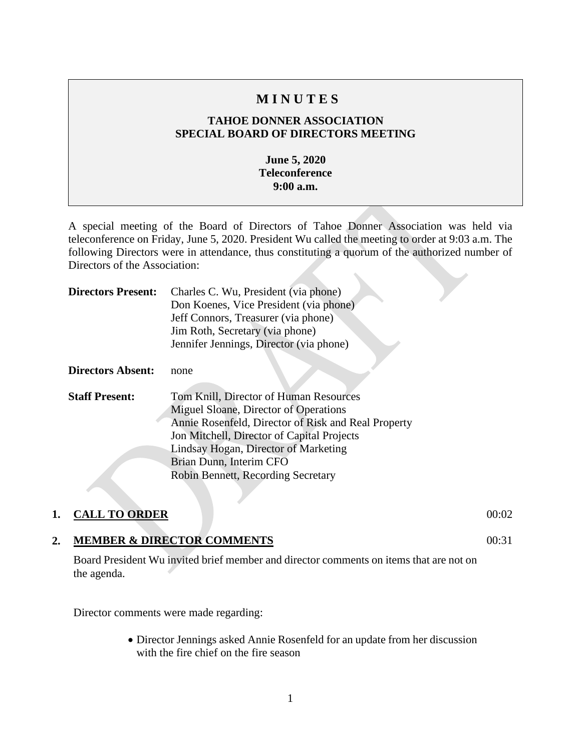# MINUTES

## TAHOE DONNER ASSOCIATION
## SPECIAL BOARD OF DIRECTORS MEETING

**June 5, 2020**
**Teleconference**
**9:00 a.m.**

A special meeting of the Board of Directors of Tahoe Donner Association was held via teleconference on Friday, June 5, 2020. President Wu called the meeting to order at 9:03 a.m. The following Directors were in attendance, thus constituting a quorum of the authorized number of Directors of the Association:

**Directors Present:** Charles C. Wu, President (via phone)
Don Koenes, Vice President (via phone)
Jeff Connors, Treasurer (via phone)
Jim Roth, Secretary (via phone)
Jennifer Jennings, Director (via phone)

**Directors Absent:** none

**Staff Present:** Tom Knill, Director of Human Resources
Miguel Sloane, Director of Operations
Annie Rosenfeld, Director of Risk and Real Property
Jon Mitchell, Director of Capital Projects
Lindsay Hogan, Director of Marketing
Brian Dunn, Interim CFO
Robin Bennett, Recording Secretary

### 1. CALL TO ORDER 00:02

### 2. MEMBER & DIRECTOR COMMENTS 00:31

Board President Wu invited brief member and director comments on items that are not on the agenda.

Director comments were made regarding:

- Director Jennings asked Annie Rosenfeld for an update from her discussion with the fire chief on the fire season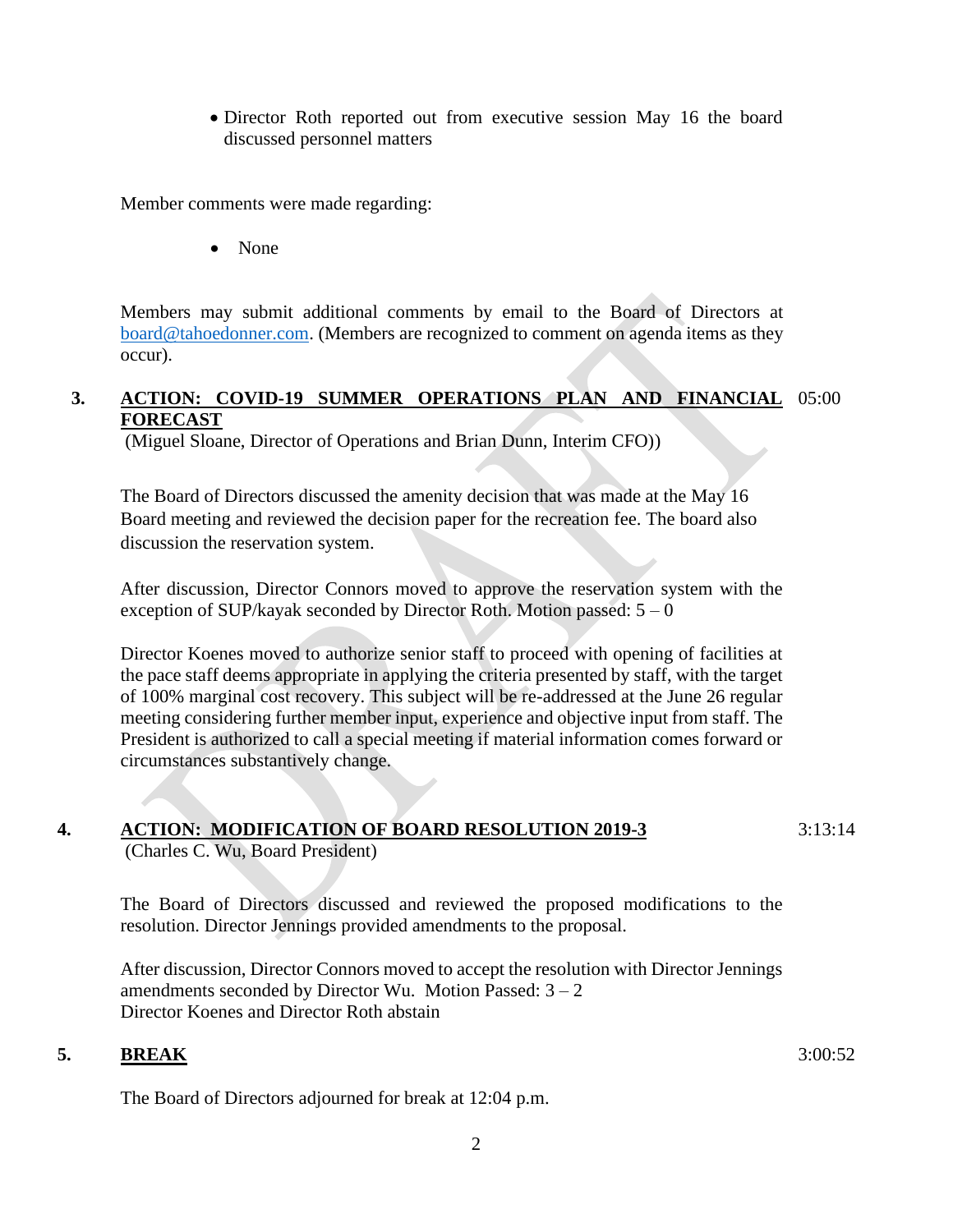- Director Roth reported out from executive session May 16 the board discussed personnel matters

Member comments were made regarding:

- None

Members may submit additional comments by email to the Board of Directors at board@tahoedonner.com. (Members are recognized to comment on agenda items as they occur).

## 3. ACTION: COVID-19 SUMMER OPERATIONS PLAN AND FINANCIAL FORECAST — 05:00

(Miguel Sloane, Director of Operations and Brian Dunn, Interim CFO))

The Board of Directors discussed the amenity decision that was made at the May 16 Board meeting and reviewed the decision paper for the recreation fee. The board also discussion the reservation system.

After discussion, Director Connors moved to approve the reservation system with the exception of SUP/kayak seconded by Director Roth. Motion passed: 5 – 0

Director Koenes moved to authorize senior staff to proceed with opening of facilities at the pace staff deems appropriate in applying the criteria presented by staff, with the target of 100% marginal cost recovery. This subject will be re-addressed at the June 26 regular meeting considering further member input, experience and objective input from staff. The President is authorized to call a special meeting if material information comes forward or circumstances substantively change.

## 4. ACTION: MODIFICATION OF BOARD RESOLUTION 2019-3 — 3:13:14

(Charles C. Wu, Board President)

The Board of Directors discussed and reviewed the proposed modifications to the resolution. Director Jennings provided amendments to the proposal.

After discussion, Director Connors moved to accept the resolution with Director Jennings amendments seconded by Director Wu. Motion Passed: 3 – 2
Director Koenes and Director Roth abstain

## 5. BREAK — 3:00:52

The Board of Directors adjourned for break at 12:04 p.m.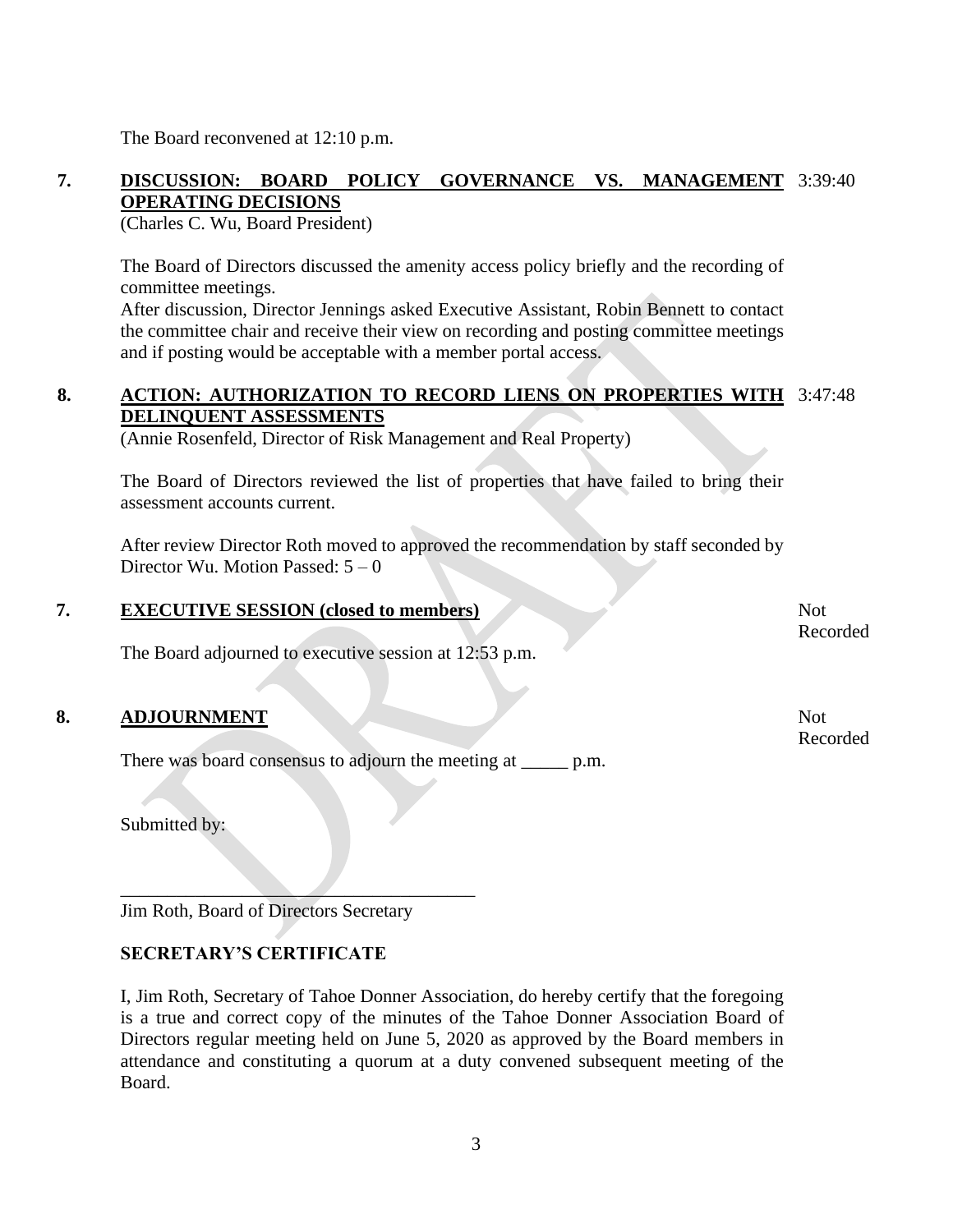The Board reconvened at 12:10 p.m.

**7. DISCUSSION: BOARD POLICY GOVERNANCE VS. MANAGEMENT OPERATING DECISIONS** 3:39:40
(Charles C. Wu, Board President)

The Board of Directors discussed the amenity access policy briefly and the recording of committee meetings.
After discussion, Director Jennings asked Executive Assistant, Robin Bennett to contact the committee chair and receive their view on recording and posting committee meetings and if posting would be acceptable with a member portal access.

**8. ACTION: AUTHORIZATION TO RECORD LIENS ON PROPERTIES WITH DELINQUENT ASSESSMENTS** 3:47:48
(Annie Rosenfeld, Director of Risk Management and Real Property)

The Board of Directors reviewed the list of properties that have failed to bring their assessment accounts current.

After review Director Roth moved to approved the recommendation by staff seconded by Director Wu. Motion Passed: 5 – 0

**7. EXECUTIVE SESSION (closed to members)** Not Recorded

The Board adjourned to executive session at 12:53 p.m.

**8. ADJOURNMENT** Not Recorded

There was board consensus to adjourn the meeting at _____ p.m.

Submitted by:

______________________________________
Jim Roth, Board of Directors Secretary

**SECRETARY'S CERTIFICATE**

I, Jim Roth, Secretary of Tahoe Donner Association, do hereby certify that the foregoing is a true and correct copy of the minutes of the Tahoe Donner Association Board of Directors regular meeting held on June 5, 2020 as approved by the Board members in attendance and constituting a quorum at a duty convened subsequent meeting of the Board.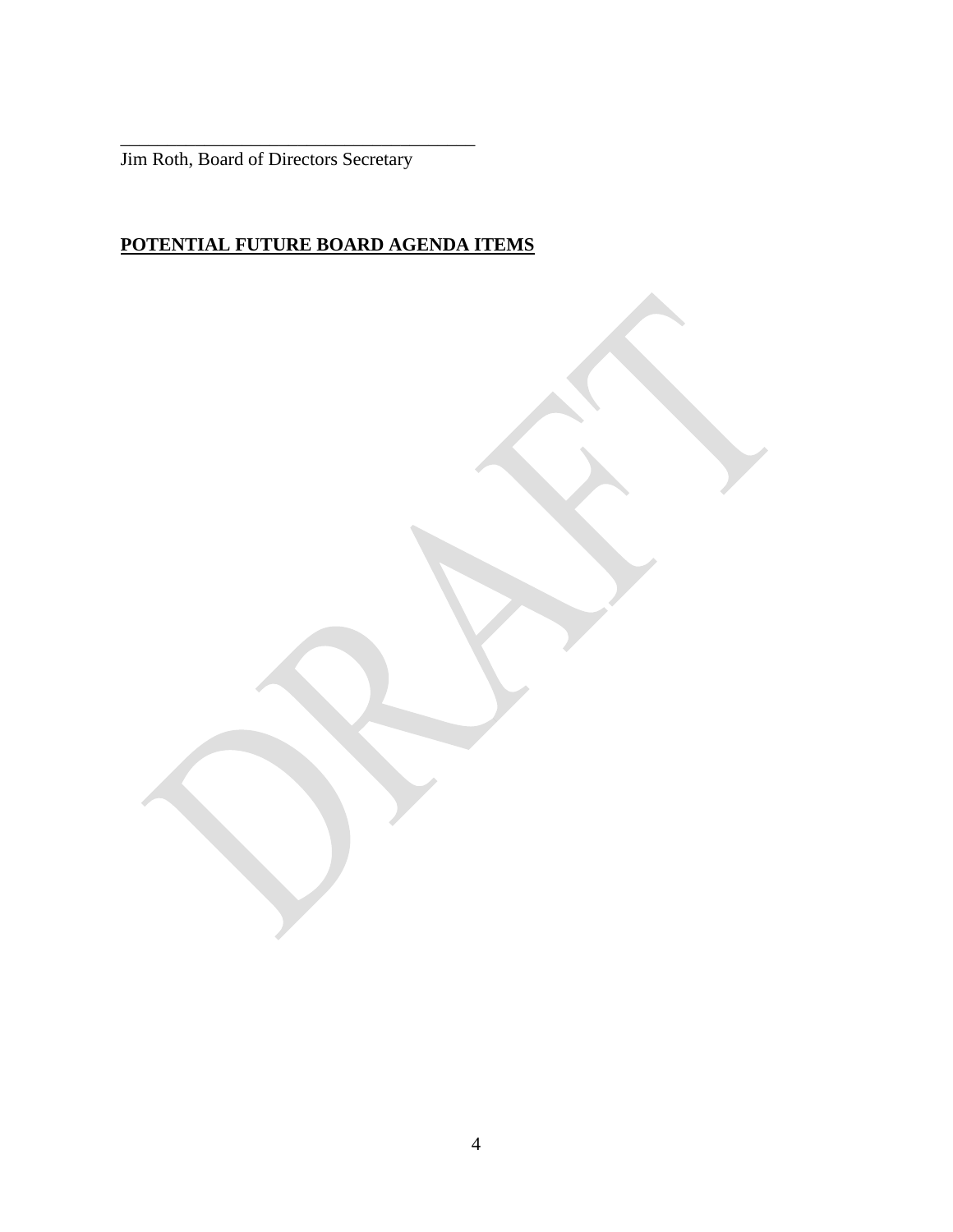\_\_\_\_\_\_\_\_\_\_\_\_\_\_\_\_\_\_\_\_\_\_\_\_\_\_\_\_\_\_\_\_\_\_\_\_\_\_\_

Jim Roth, Board of Directors Secretary

**POTENTIAL FUTURE BOARD AGENDA ITEMS**

DRAFT